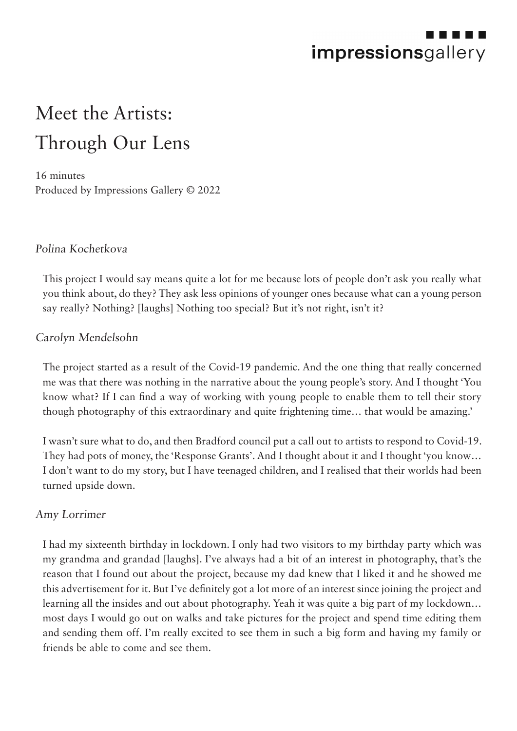# Meet the Artists: Through Our Lens

16 minutes
Produced by Impressions Gallery © 2022

*Polina Kochetkova*

This project I would say means quite a lot for me because lots of people don't ask you really what you think about, do they? They ask less opinions of younger ones because what can a young person say really? Nothing? [laughs] Nothing too special? But it's not right, isn't it?

*Carolyn Mendelsohn*

The project started as a result of the Covid-19 pandemic. And the one thing that really concerned me was that there was nothing in the narrative about the young people's story. And I thought 'You know what? If I can find a way of working with young people to enable them to tell their story though photography of this extraordinary and quite frightening time… that would be amazing.'

I wasn't sure what to do, and then Bradford council put a call out to artists to respond to Covid-19. They had pots of money, the 'Response Grants'. And I thought about it and I thought 'you know… I don't want to do my story, but I have teenaged children, and I realised that their worlds had been turned upside down.

*Amy Lorrimer*

I had my sixteenth birthday in lockdown. I only had two visitors to my birthday party which was my grandma and grandad [laughs]. I've always had a bit of an interest in photography, that's the reason that I found out about the project, because my dad knew that I liked it and he showed me this advertisement for it. But I've definitely got a lot more of an interest since joining the project and learning all the insides and out about photography. Yeah it was quite a big part of my lockdown… most days I would go out on walks and take pictures for the project and spend time editing them and sending them off. I'm really excited to see them in such a big form and having my family or friends be able to come and see them.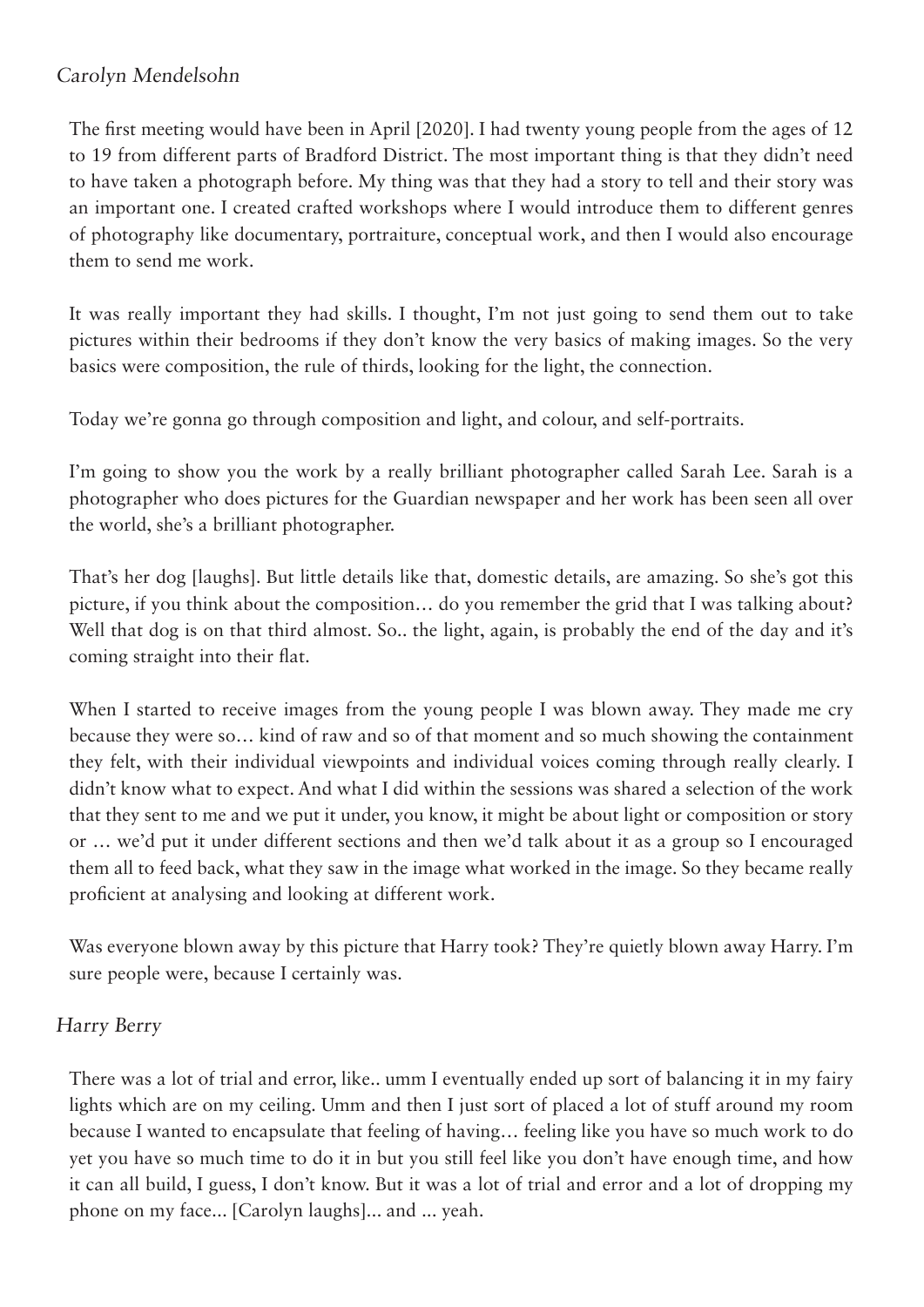*Carolyn Mendelsohn*

The first meeting would have been in April [2020]. I had twenty young people from the ages of 12 to 19 from different parts of Bradford District. The most important thing is that they didn't need to have taken a photograph before. My thing was that they had a story to tell and their story was an important one. I created crafted workshops where I would introduce them to different genres of photography like documentary, portraiture, conceptual work, and then I would also encourage them to send me work.

It was really important they had skills. I thought, I'm not just going to send them out to take pictures within their bedrooms if they don't know the very basics of making images. So the very basics were composition, the rule of thirds, looking for the light, the connection.

Today we're gonna go through composition and light, and colour, and self-portraits.

I'm going to show you the work by a really brilliant photographer called Sarah Lee. Sarah is a photographer who does pictures for the Guardian newspaper and her work has been seen all over the world, she's a brilliant photographer.

That's her dog [laughs]. But little details like that, domestic details, are amazing. So she's got this picture, if you think about the composition… do you remember the grid that I was talking about? Well that dog is on that third almost. So.. the light, again, is probably the end of the day and it's coming straight into their flat.

When I started to receive images from the young people I was blown away. They made me cry because they were so… kind of raw and so of that moment and so much showing the containment they felt, with their individual viewpoints and individual voices coming through really clearly. I didn't know what to expect. And what I did within the sessions was shared a selection of the work that they sent to me and we put it under, you know, it might be about light or composition or story or … we'd put it under different sections and then we'd talk about it as a group so I encouraged them all to feed back, what they saw in the image what worked in the image. So they became really proficient at analysing and looking at different work.

Was everyone blown away by this picture that Harry took? They're quietly blown away Harry. I'm sure people were, because I certainly was.

*Harry Berry*

There was a lot of trial and error, like.. umm I eventually ended up sort of balancing it in my fairy lights which are on my ceiling. Umm and then I just sort of placed a lot of stuff around my room because I wanted to encapsulate that feeling of having… feeling like you have so much work to do yet you have so much time to do it in but you still feel like you don't have enough time, and how it can all build, I guess, I don't know. But it was a lot of trial and error and a lot of dropping my phone on my face... [Carolyn laughs]... and ... yeah.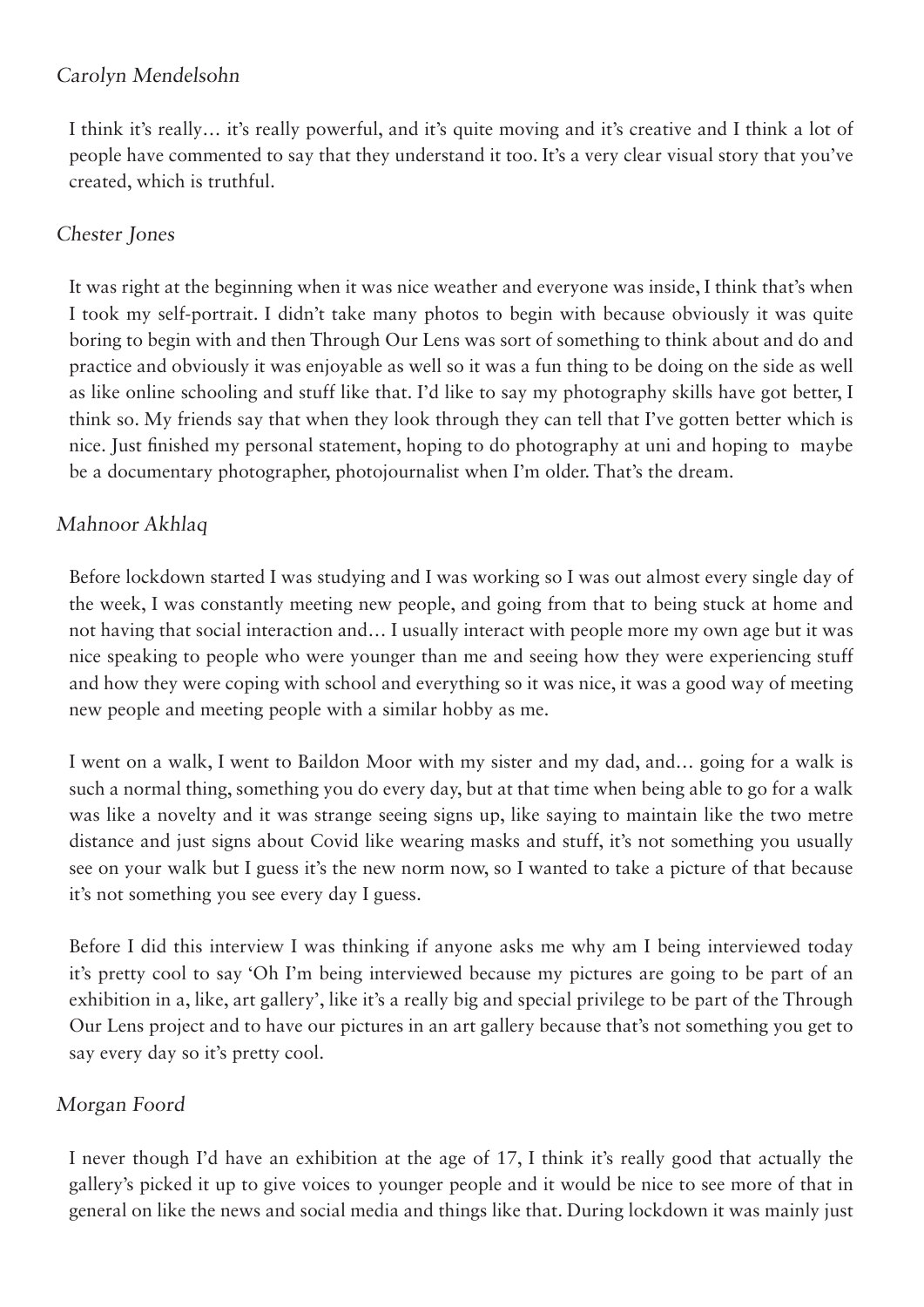*Carolyn Mendelsohn*

I think it's really… it's really powerful, and it's quite moving and it's creative and I think a lot of people have commented to say that they understand it too. It's a very clear visual story that you've created, which is truthful.

*Chester Jones*

It was right at the beginning when it was nice weather and everyone was inside, I think that's when I took my self-portrait. I didn't take many photos to begin with because obviously it was quite boring to begin with and then Through Our Lens was sort of something to think about and do and practice and obviously it was enjoyable as well so it was a fun thing to be doing on the side as well as like online schooling and stuff like that. I'd like to say my photography skills have got better, I think so. My friends say that when they look through they can tell that I've gotten better which is nice. Just finished my personal statement, hoping to do photography at uni and hoping to maybe be a documentary photographer, photojournalist when I'm older. That's the dream.

*Mahnoor Akhlaq*

Before lockdown started I was studying and I was working so I was out almost every single day of the week, I was constantly meeting new people, and going from that to being stuck at home and not having that social interaction and… I usually interact with people more my own age but it was nice speaking to people who were younger than me and seeing how they were experiencing stuff and how they were coping with school and everything so it was nice, it was a good way of meeting new people and meeting people with a similar hobby as me.

I went on a walk, I went to Baildon Moor with my sister and my dad, and… going for a walk is such a normal thing, something you do every day, but at that time when being able to go for a walk was like a novelty and it was strange seeing signs up, like saying to maintain like the two metre distance and just signs about Covid like wearing masks and stuff, it's not something you usually see on your walk but I guess it's the new norm now, so I wanted to take a picture of that because it's not something you see every day I guess.

Before I did this interview I was thinking if anyone asks me why am I being interviewed today it's pretty cool to say 'Oh I'm being interviewed because my pictures are going to be part of an exhibition in a, like, art gallery', like it's a really big and special privilege to be part of the Through Our Lens project and to have our pictures in an art gallery because that's not something you get to say every day so it's pretty cool.

*Morgan Foord*

I never though I'd have an exhibition at the age of 17, I think it's really good that actually the gallery's picked it up to give voices to younger people and it would be nice to see more of that in general on like the news and social media and things like that. During lockdown it was mainly just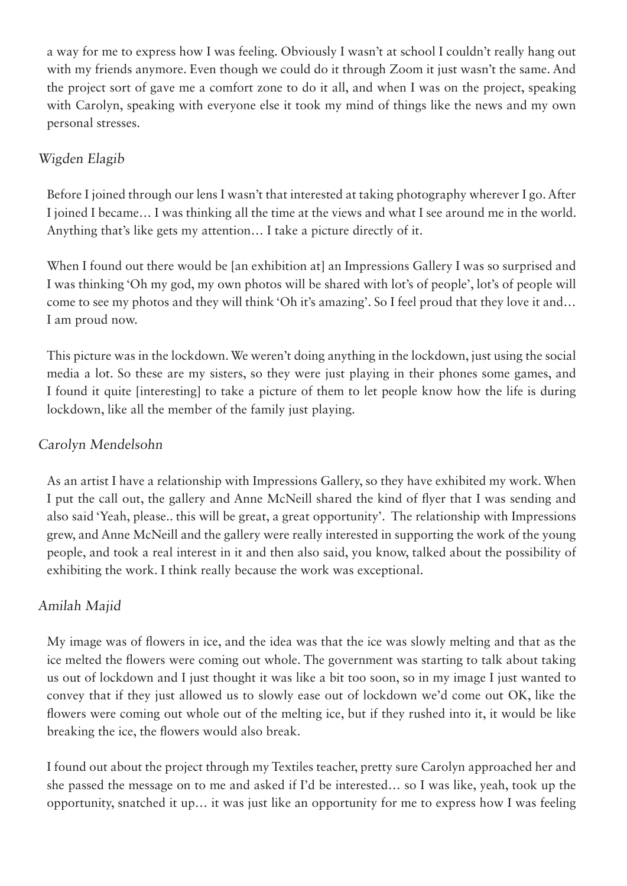a way for me to express how I was feeling. Obviously I wasn't at school I couldn't really hang out with my friends anymore. Even though we could do it through Zoom it just wasn't the same. And the project sort of gave me a comfort zone to do it all, and when I was on the project, speaking with Carolyn, speaking with everyone else it took my mind of things like the news and my own personal stresses.

*Wigden Elagib*

Before I joined through our lens I wasn't that interested at taking photography wherever I go. After I joined I became… I was thinking all the time at the views and what I see around me in the world. Anything that's like gets my attention… I take a picture directly of it.

When I found out there would be [an exhibition at] an Impressions Gallery I was so surprised and I was thinking 'Oh my god, my own photos will be shared with lot's of people', lot's of people will come to see my photos and they will think 'Oh it's amazing'. So I feel proud that they love it and… I am proud now.

This picture was in the lockdown. We weren't doing anything in the lockdown, just using the social media a lot. So these are my sisters, so they were just playing in their phones some games, and I found it quite [interesting] to take a picture of them to let people know how the life is during lockdown, like all the member of the family just playing.

*Carolyn Mendelsohn*

As an artist I have a relationship with Impressions Gallery, so they have exhibited my work. When I put the call out, the gallery and Anne McNeill shared the kind of flyer that I was sending and also said 'Yeah, please.. this will be great, a great opportunity'. The relationship with Impressions grew, and Anne McNeill and the gallery were really interested in supporting the work of the young people, and took a real interest in it and then also said, you know, talked about the possibility of exhibiting the work. I think really because the work was exceptional.

*Amilah Majid*

My image was of flowers in ice, and the idea was that the ice was slowly melting and that as the ice melted the flowers were coming out whole. The government was starting to talk about taking us out of lockdown and I just thought it was like a bit too soon, so in my image I just wanted to convey that if they just allowed us to slowly ease out of lockdown we'd come out OK, like the flowers were coming out whole out of the melting ice, but if they rushed into it, it would be like breaking the ice, the flowers would also break.

I found out about the project through my Textiles teacher, pretty sure Carolyn approached her and she passed the message on to me and asked if I'd be interested… so I was like, yeah, took up the opportunity, snatched it up… it was just like an opportunity for me to express how I was feeling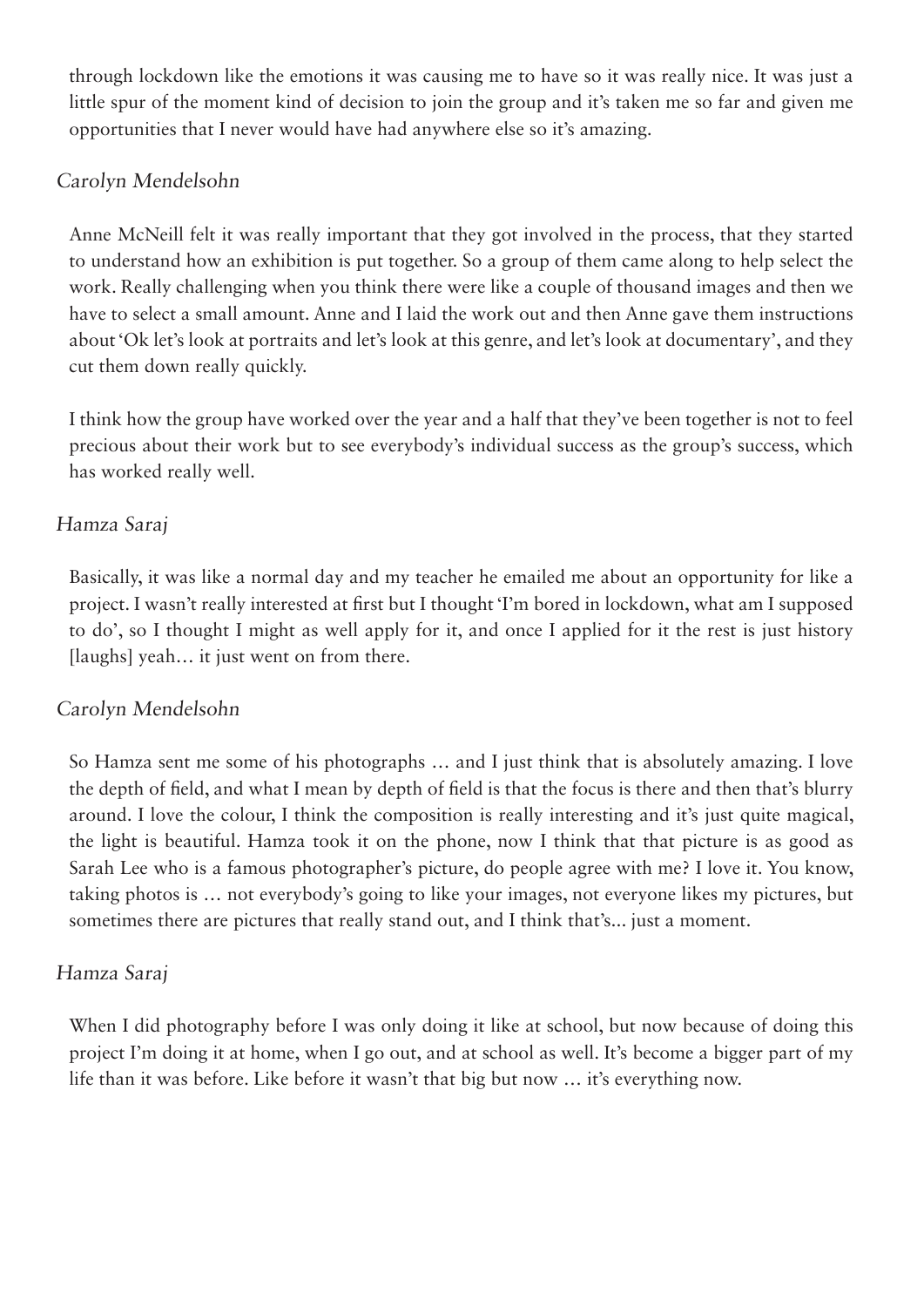through lockdown like the emotions it was causing me to have so it was really nice. It was just a little spur of the moment kind of decision to join the group and it's taken me so far and given me opportunities that I never would have had anywhere else so it's amazing.

*Carolyn Mendelsohn*

Anne McNeill felt it was really important that they got involved in the process, that they started to understand how an exhibition is put together. So a group of them came along to help select the work. Really challenging when you think there were like a couple of thousand images and then we have to select a small amount. Anne and I laid the work out and then Anne gave them instructions about 'Ok let's look at portraits and let's look at this genre, and let's look at documentary', and they cut them down really quickly.

I think how the group have worked over the year and a half that they've been together is not to feel precious about their work but to see everybody's individual success as the group's success, which has worked really well.

*Hamza Saraj*

Basically, it was like a normal day and my teacher he emailed me about an opportunity for like a project. I wasn't really interested at first but I thought 'I'm bored in lockdown, what am I supposed to do', so I thought I might as well apply for it, and once I applied for it the rest is just history [laughs] yeah… it just went on from there.

*Carolyn Mendelsohn*

So Hamza sent me some of his photographs … and I just think that is absolutely amazing. I love the depth of field, and what I mean by depth of field is that the focus is there and then that's blurry around. I love the colour, I think the composition is really interesting and it's just quite magical, the light is beautiful. Hamza took it on the phone, now I think that that picture is as good as Sarah Lee who is a famous photographer's picture, do people agree with me? I love it. You know, taking photos is … not everybody's going to like your images, not everyone likes my pictures, but sometimes there are pictures that really stand out, and I think that's... just a moment.

*Hamza Saraj*

When I did photography before I was only doing it like at school, but now because of doing this project I'm doing it at home, when I go out, and at school as well. It's become a bigger part of my life than it was before. Like before it wasn't that big but now … it's everything now.